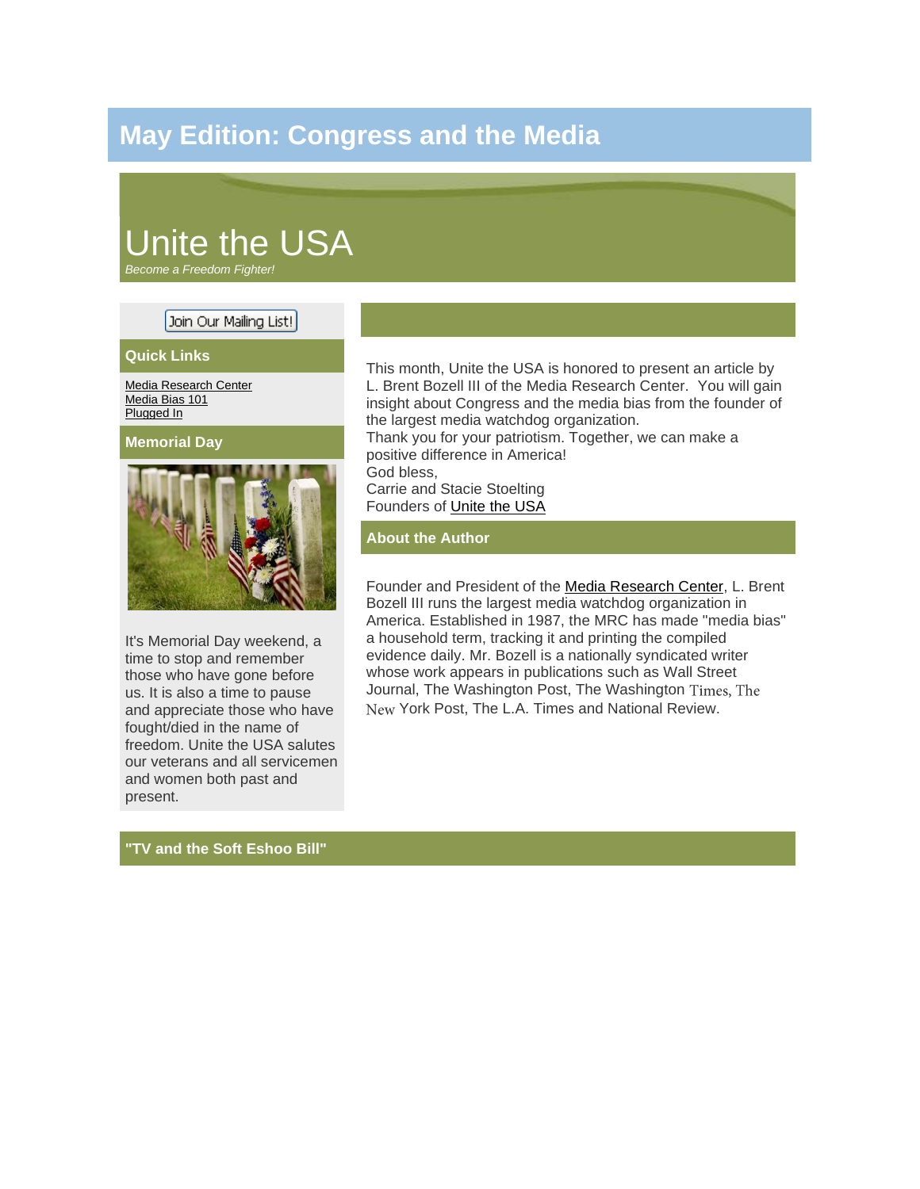# May Edition: Congress and the Media

## Unite the USA

*Become a Freedom Fighter!*

Join Our Mailing List!

### Quick Links

Media Research Center
Media Bias 101
Plugged In

### Memorial Day

It's Memorial Day weekend, a time to stop and remember those who have gone before us. It is also a time to pause and appreciate those who have fought/died in the name of freedom. Unite the USA salutes our veterans and all servicemen and women both past and present.

This month, Unite the USA is honored to present an article by L. Brent Bozell III of the Media Research Center. You will gain insight about Congress and the media bias from the founder of the largest media watchdog organization.

Thank you for your patriotism. Together, we can make a positive difference in America!

God bless,

Carrie and Stacie Stoelting

Founders of Unite the USA

### About the Author

Founder and President of the Media Research Center, L. Brent Bozell III runs the largest media watchdog organization in America. Established in 1987, the MRC has made "media bias" a household term, tracking it and printing the compiled evidence daily. Mr. Bozell is a nationally syndicated writer whose work appears in publications such as Wall Street Journal, The Washington Post, The Washington Times, The New York Post, The L.A. Times and National Review.

### "TV and the Soft Eshoo Bill"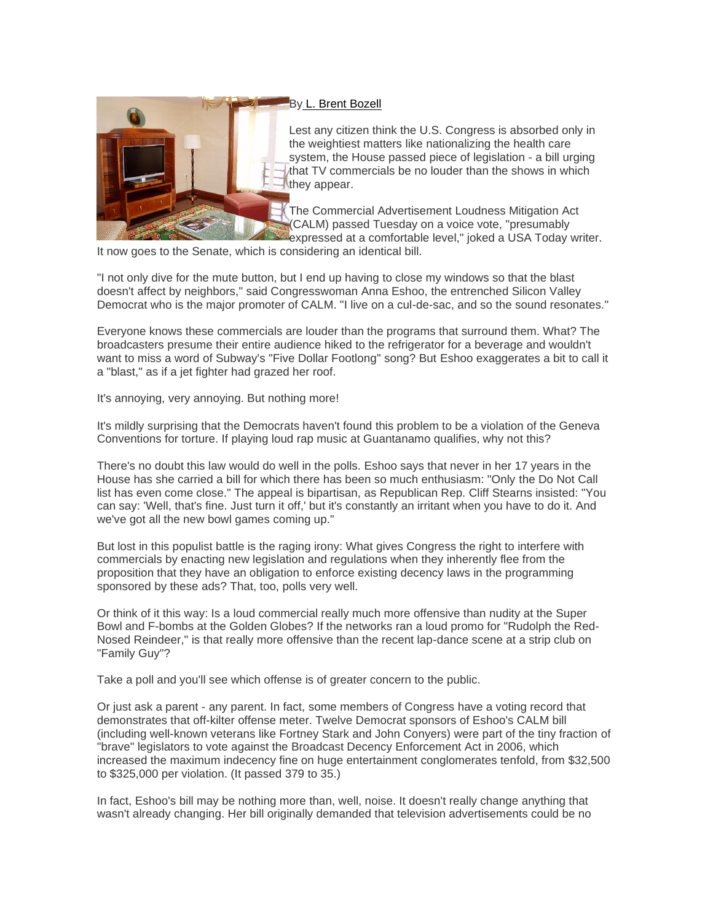By L. Brent Bozell

Lest any citizen think the U.S. Congress is absorbed only in the weightiest matters like nationalizing the health care system, the House passed piece of legislation - a bill urging that TV commercials be no louder than the shows in which they appear.

The Commercial Advertisement Loudness Mitigation Act (CALM) passed Tuesday on a voice vote, "presumably expressed at a comfortable level," joked a USA Today writer. It now goes to the Senate, which is considering an identical bill.

"I not only dive for the mute button, but I end up having to close my windows so that the blast doesn't affect by neighbors," said Congresswoman Anna Eshoo, the entrenched Silicon Valley Democrat who is the major promoter of CALM. "I live on a cul-de-sac, and so the sound resonates."

Everyone knows these commercials are louder than the programs that surround them. What? The broadcasters presume their entire audience hiked to the refrigerator for a beverage and wouldn't want to miss a word of Subway's "Five Dollar Footlong" song? But Eshoo exaggerates a bit to call it a "blast," as if a jet fighter had grazed her roof.

It's annoying, very annoying. But nothing more!

It's mildly surprising that the Democrats haven't found this problem to be a violation of the Geneva Conventions for torture. If playing loud rap music at Guantanamo qualifies, why not this?

There's no doubt this law would do well in the polls. Eshoo says that never in her 17 years in the House has she carried a bill for which there has been so much enthusiasm: "Only the Do Not Call list has even come close." The appeal is bipartisan, as Republican Rep. Cliff Stearns insisted: "You can say: 'Well, that's fine. Just turn it off,' but it's constantly an irritant when you have to do it. And we've got all the new bowl games coming up."

But lost in this populist battle is the raging irony: What gives Congress the right to interfere with commercials by enacting new legislation and regulations when they inherently flee from the proposition that they have an obligation to enforce existing decency laws in the programming sponsored by these ads? That, too, polls very well.

Or think of it this way: Is a loud commercial really much more offensive than nudity at the Super Bowl and F-bombs at the Golden Globes? If the networks ran a loud promo for "Rudolph the Red-Nosed Reindeer," is that really more offensive than the recent lap-dance scene at a strip club on "Family Guy"?

Take a poll and you'll see which offense is of greater concern to the public.

Or just ask a parent - any parent. In fact, some members of Congress have a voting record that demonstrates that off-kilter offense meter. Twelve Democrat sponsors of Eshoo's CALM bill (including well-known veterans like Fortney Stark and John Conyers) were part of the tiny fraction of "brave" legislators to vote against the Broadcast Decency Enforcement Act in 2006, which increased the maximum indecency fine on huge entertainment conglomerates tenfold, from $32,500 to $325,000 per violation. (It passed 379 to 35.)

In fact, Eshoo's bill may be nothing more than, well, noise. It doesn't really change anything that wasn't already changing. Her bill originally demanded that television advertisements could be no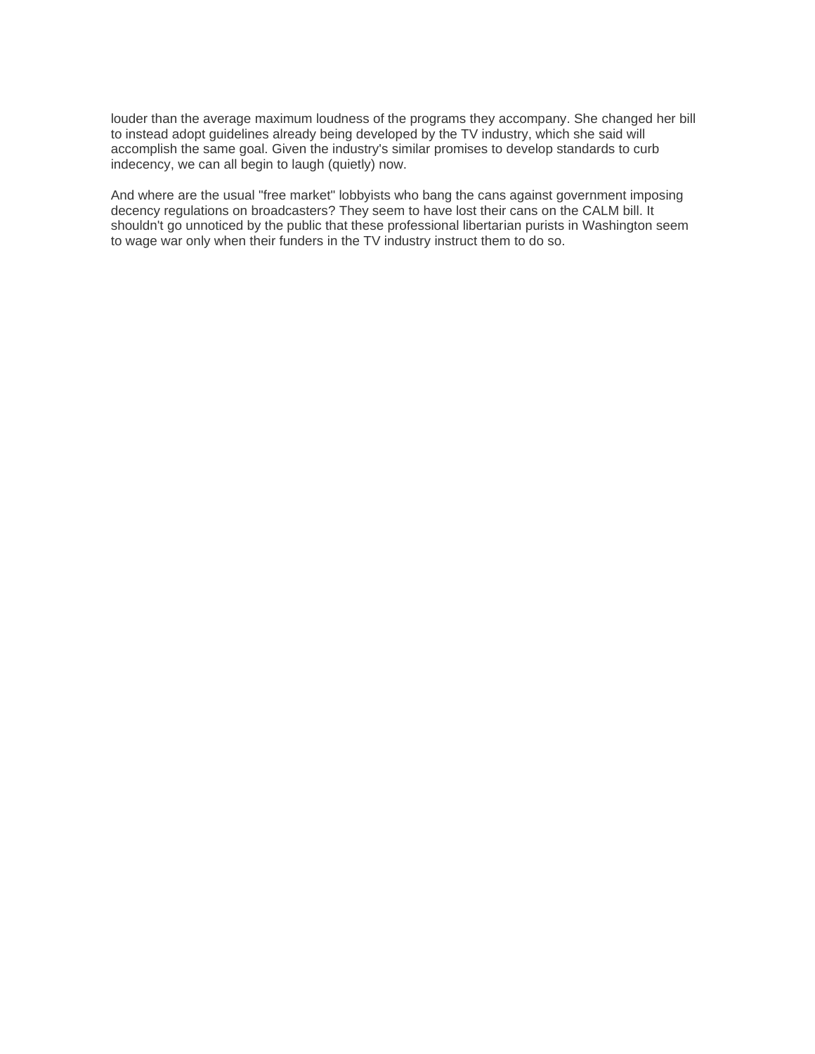louder than the average maximum loudness of the programs they accompany. She changed her bill to instead adopt guidelines already being developed by the TV industry, which she said will accomplish the same goal. Given the industry's similar promises to develop standards to curb indecency, we can all begin to laugh (quietly) now.

And where are the usual "free market" lobbyists who bang the cans against government imposing decency regulations on broadcasters? They seem to have lost their cans on the CALM bill. It shouldn't go unnoticed by the public that these professional libertarian purists in Washington seem to wage war only when their funders in the TV industry instruct them to do so.